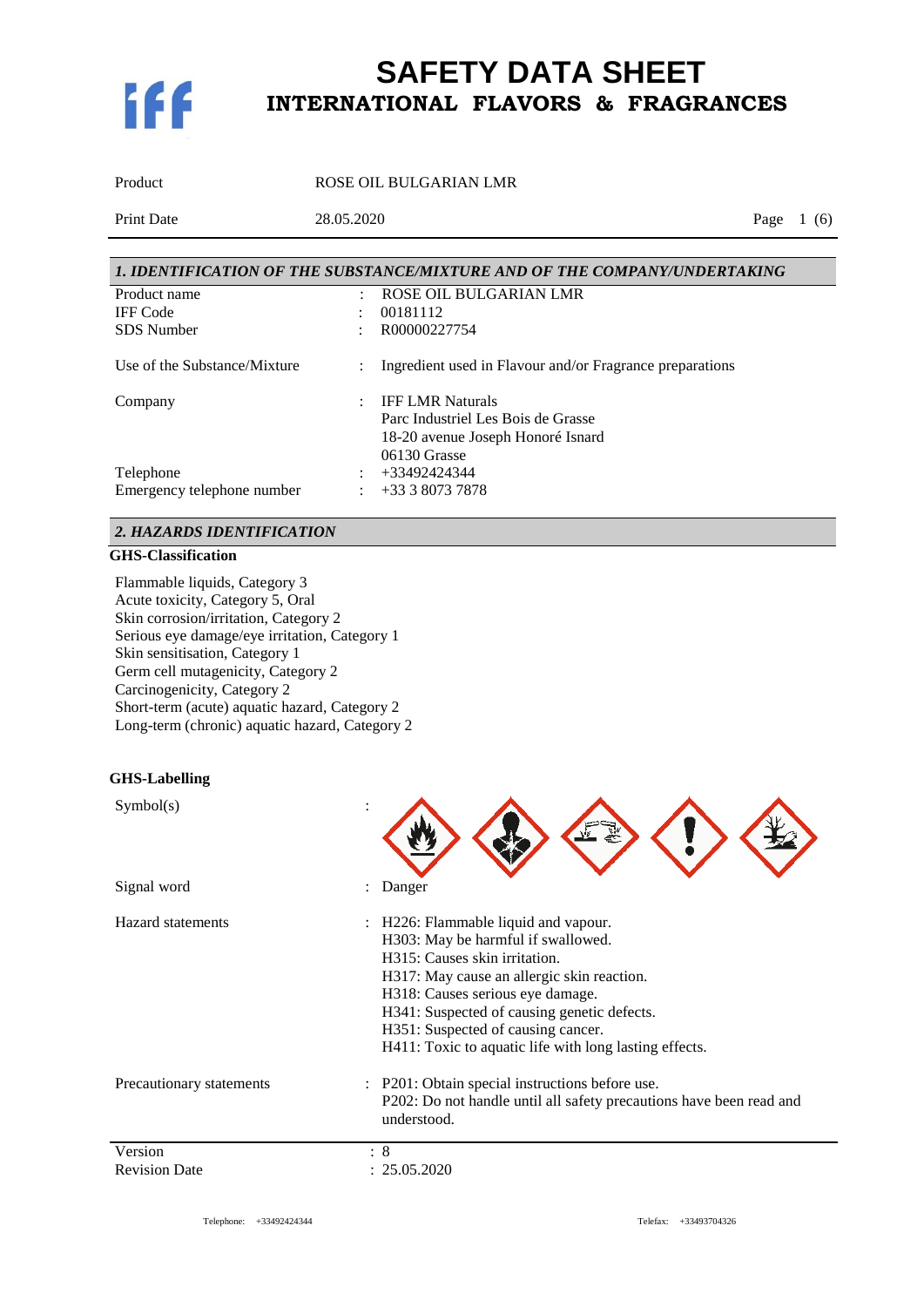# SAFETY DATA SHEET
## INTERNATIONAL FLAVORS & FRAGRANCES

| | |
|---|---|
| Product | ROSE OIL BULGARIAN LMR |
| Print Date | 28.05.2020 |

### *1. IDENTIFICATION OF THE SUBSTANCE/MIXTURE AND OF THE COMPANY/UNDERTAKING*

| | | |
|---|---|---|
| Product name | : | ROSE OIL BULGARIAN LMR |
| IFF Code | : | 00181112 |
| SDS Number | : | R00000227754 |
| Use of the Substance/Mixture | : | Ingredient used in Flavour and/or Fragrance preparations |
| Company | : | IFF LMR Naturals<br>Parc Industriel Les Bois de Grasse<br>18-20 avenue Joseph Honoré Isnard<br>06130 Grasse |
| Telephone | : | +33492424344 |
| Emergency telephone number | : | +33 3 8073 7878 |

### *2. HAZARDS IDENTIFICATION*

**GHS-Classification**

Flammable liquids, Category 3
Acute toxicity, Category 5, Oral
Skin corrosion/irritation, Category 2
Serious eye damage/eye irritation, Category 1
Skin sensitisation, Category 1
Germ cell mutagenicity, Category 2
Carcinogenicity, Category 2
Short-term (acute) aquatic hazard, Category 2
Long-term (chronic) aquatic hazard, Category 2

**GHS-Labelling**

| | | |
|---|---|---|
| Symbol(s) | : | |
| Signal word | : | Danger |
| Hazard statements | : | H226: Flammable liquid and vapour.<br>H303: May be harmful if swallowed.<br>H315: Causes skin irritation.<br>H317: May cause an allergic skin reaction.<br>H318: Causes serious eye damage.<br>H341: Suspected of causing genetic defects.<br>H351: Suspected of causing cancer.<br>H411: Toxic to aquatic life with long lasting effects. |
| Precautionary statements | : | P201: Obtain special instructions before use.<br>P202: Do not handle until all safety precautions have been read and understood. |

| | |
|---|---|
| Version | : 8 |
| Revision Date | : 25.05.2020 |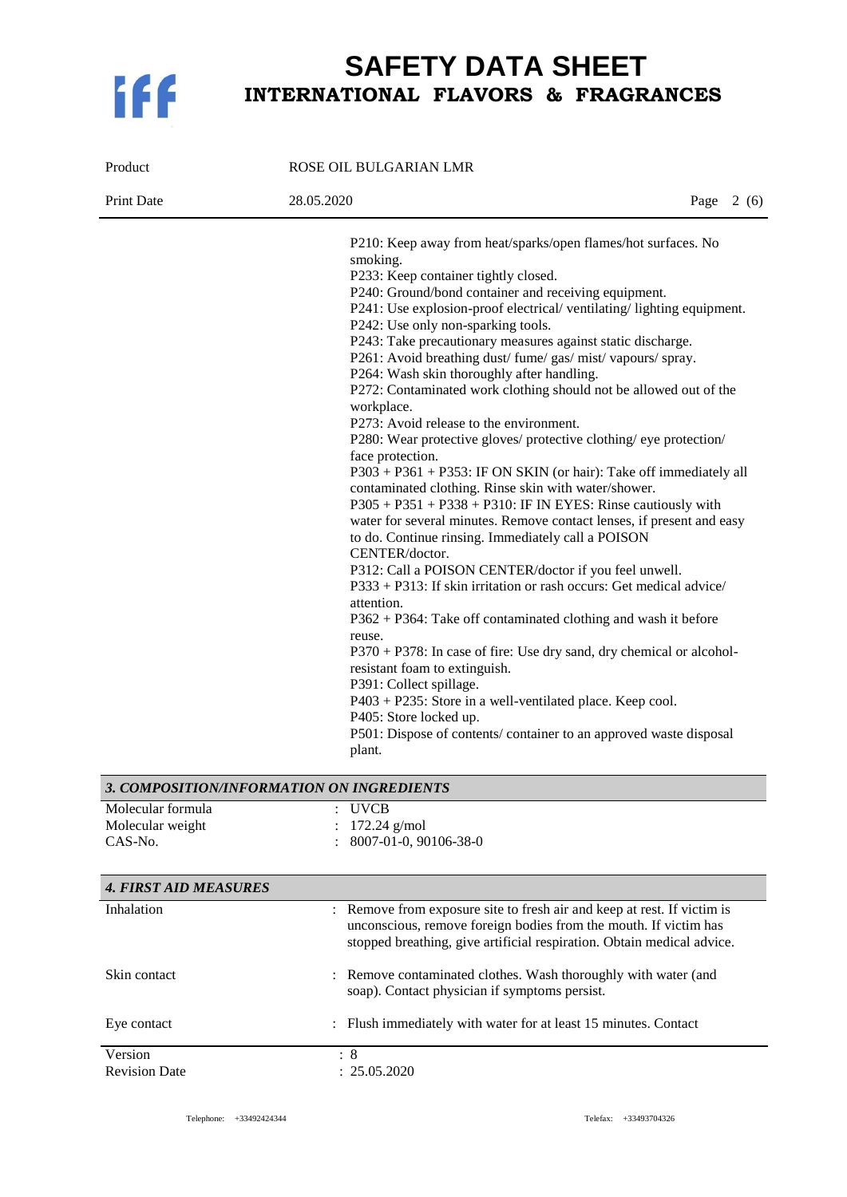P210: Keep away from heat/sparks/open flames/hot surfaces. No smoking.
P233: Keep container tightly closed.
P240: Ground/bond container and receiving equipment.
P241: Use explosion-proof electrical/ ventilating/ lighting equipment.
P242: Use only non-sparking tools.
P243: Take precautionary measures against static discharge.
P261: Avoid breathing dust/ fume/ gas/ mist/ vapours/ spray.
P264: Wash skin thoroughly after handling.
P272: Contaminated work clothing should not be allowed out of the workplace.
P273: Avoid release to the environment.
P280: Wear protective gloves/ protective clothing/ eye protection/ face protection.
P303 + P361 + P353: IF ON SKIN (or hair): Take off immediately all contaminated clothing. Rinse skin with water/shower.
P305 + P351 + P338 + P310: IF IN EYES: Rinse cautiously with water for several minutes. Remove contact lenses, if present and easy to do. Continue rinsing. Immediately call a POISON CENTER/doctor.
P312: Call a POISON CENTER/doctor if you feel unwell.
P333 + P313: If skin irritation or rash occurs: Get medical advice/ attention.
P362 + P364: Take off contaminated clothing and wash it before reuse.
P370 + P378: In case of fire: Use dry sand, dry chemical or alcohol-resistant foam to extinguish.
P391: Collect spillage.
P403 + P235: Store in a well-ventilated place. Keep cool.
P405: Store locked up.
P501: Dispose of contents/ container to an approved waste disposal plant.

## *3. COMPOSITION/INFORMATION ON INGREDIENTS*

| | |
|---|---|
| Molecular formula | : UVCB |
| Molecular weight | : 172.24 g/mol |
| CAS-No. | : 8007-01-0, 90106-38-0 |

## *4. FIRST AID MEASURES*

| | |
|---|---|
| Inhalation | : Remove from exposure site to fresh air and keep at rest. If victim is unconscious, remove foreign bodies from the mouth. If victim has stopped breathing, give artificial respiration. Obtain medical advice. |
| Skin contact | : Remove contaminated clothes. Wash thoroughly with water (and soap). Contact physician if symptoms persist. |
| Eye contact | : Flush immediately with water for at least 15 minutes. Contact |

| | |
|---|---|
| Version | : 8 |
| Revision Date | : 25.05.2020 |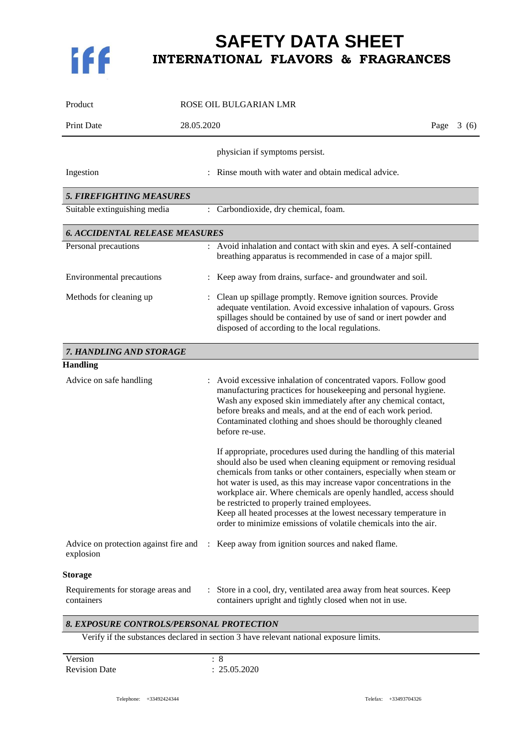physician if symptoms persist.

| | |
|---|---|
| Ingestion | : Rinse mouth with water and obtain medical advice. |

### *5. FIREFIGHTING MEASURES*

| | |
|---|---|
| Suitable extinguishing media | : Carbondioxide, dry chemical, foam. |

### *6. ACCIDENTAL RELEASE MEASURES*

| | |
|---|---|
| Personal precautions | : Avoid inhalation and contact with skin and eyes. A self-contained breathing apparatus is recommended in case of a major spill. |
| Environmental precautions | : Keep away from drains, surface- and groundwater and soil. |
| Methods for cleaning up | : Clean up spillage promptly. Remove ignition sources. Provide adequate ventilation. Avoid excessive inhalation of vapours. Gross spillages should be contained by use of sand or inert powder and disposed of according to the local regulations. |

### *7. HANDLING AND STORAGE*

**Handling**

Advice on safe handling : Avoid excessive inhalation of concentrated vapors. Follow good manufacturing practices for housekeeping and personal hygiene. Wash any exposed skin immediately after any chemical contact, before breaks and meals, and at the end of each work period. Contaminated clothing and shoes should be thoroughly cleaned before re-use.

If appropriate, procedures used during the handling of this material should also be used when cleaning equipment or removing residual chemicals from tanks or other containers, especially when steam or hot water is used, as this may increase vapor concentrations in the workplace air. Where chemicals are openly handled, access should be restricted to properly trained employees.
Keep all heated processes at the lowest necessary temperature in order to minimize emissions of volatile chemicals into the air.

| | |
|---|---|
| Advice on protection against fire and explosion | : Keep away from ignition sources and naked flame. |

**Storage**

| | |
|---|---|
| Requirements for storage areas and containers | : Store in a cool, dry, ventilated area away from heat sources. Keep containers upright and tightly closed when not in use. |

### *8. EXPOSURE CONTROLS/PERSONAL PROTECTION*

Verify if the substances declared in section 3 have relevant national exposure limits.

| | |
|---|---|
| Version | : 8 |
| Revision Date | : 25.05.2020 |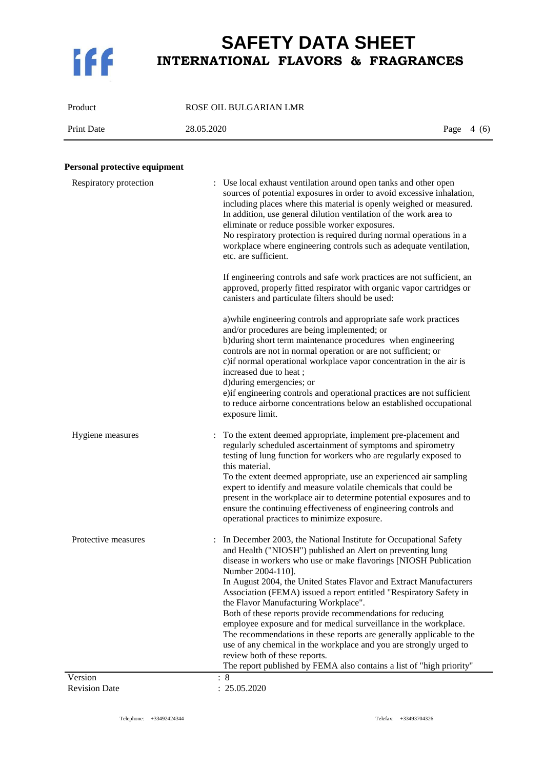**Personal protective equipment**

| | |
|---|---|
| Respiratory protection | : Use local exhaust ventilation around open tanks and other open sources of potential exposures in order to avoid excessive inhalation, including places where this material is openly weighed or measured. In addition, use general dilution ventilation of the work area to eliminate or reduce possible worker exposures.<br>No respiratory protection is required during normal operations in a workplace where engineering controls such as adequate ventilation, etc. are sufficient.<br><br>If engineering controls and safe work practices are not sufficient, an approved, properly fitted respirator with organic vapor cartridges or canisters and particulate filters should be used:<br><br>a)while engineering controls and appropriate safe work practices and/or procedures are being implemented; or<br>b)during short term maintenance procedures when engineering controls are not in normal operation or are not sufficient; or<br>c)if normal operational workplace vapor concentration in the air is increased due to heat ;<br>d)during emergencies; or<br>e)if engineering controls and operational practices are not sufficient to reduce airborne concentrations below an established occupational exposure limit. |
| Hygiene measures | : To the extent deemed appropriate, implement pre-placement and regularly scheduled ascertainment of symptoms and spirometry testing of lung function for workers who are regularly exposed to this material.<br>To the extent deemed appropriate, use an experienced air sampling expert to identify and measure volatile chemicals that could be present in the workplace air to determine potential exposures and to ensure the continuing effectiveness of engineering controls and operational practices to minimize exposure. |
| Protective measures | : In December 2003, the National Institute for Occupational Safety and Health ("NIOSH") published an Alert on preventing lung disease in workers who use or make flavorings [NIOSH Publication Number 2004-110].<br>In August 2004, the United States Flavor and Extract Manufacturers Association (FEMA) issued a report entitled "Respiratory Safety in the Flavor Manufacturing Workplace".<br>Both of these reports provide recommendations for reducing employee exposure and for medical surveillance in the workplace.<br>The recommendations in these reports are generally applicable to the use of any chemical in the workplace and you are strongly urged to review both of these reports.<br>The report published by FEMA also contains a list of "high priority" |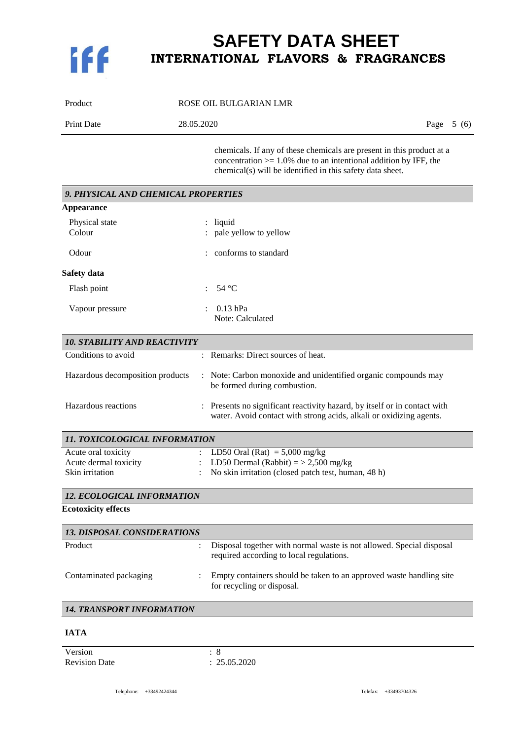chemicals. If any of these chemicals are present in this product at a concentration >= 1.0% due to an intentional addition by IFF, the chemical(s) will be identified in this safety data sheet.

## 9. PHYSICAL AND CHEMICAL PROPERTIES

**Appearance**

| | |
|---|---|
| Physical state | : liquid |
| Colour | : pale yellow to yellow |
| Odour | : conforms to standard |

**Safety data**

| | |
|---|---|
| Flash point | : 54 °C |
| Vapour pressure | : 0.13 hPa<br>Note: Calculated |

## 10. STABILITY AND REACTIVITY

| | |
|---|---|
| Conditions to avoid | : Remarks: Direct sources of heat. |
| Hazardous decomposition products | : Note: Carbon monoxide and unidentified organic compounds may be formed during combustion. |
| Hazardous reactions | : Presents no significant reactivity hazard, by itself or in contact with water. Avoid contact with strong acids, alkali or oxidizing agents. |

## 11. TOXICOLOGICAL INFORMATION

| | |
|---|---|
| Acute oral toxicity | : LD50 Oral (Rat) = 5,000 mg/kg |
| Acute dermal toxicity | : LD50 Dermal (Rabbit) = > 2,500 mg/kg |
| Skin irritation | : No skin irritation (closed patch test, human, 48 h) |

## 12. ECOLOGICAL INFORMATION

**Ecotoxicity effects**

## 13. DISPOSAL CONSIDERATIONS

| | |
|---|---|
| Product | : Disposal together with normal waste is not allowed. Special disposal required according to local regulations. |
| Contaminated packaging | : Empty containers should be taken to an approved waste handling site for recycling or disposal. |

## 14. TRANSPORT INFORMATION

**IATA**

| | |
|---|---|
| Version | : 8 |
| Revision Date | : 25.05.2020 |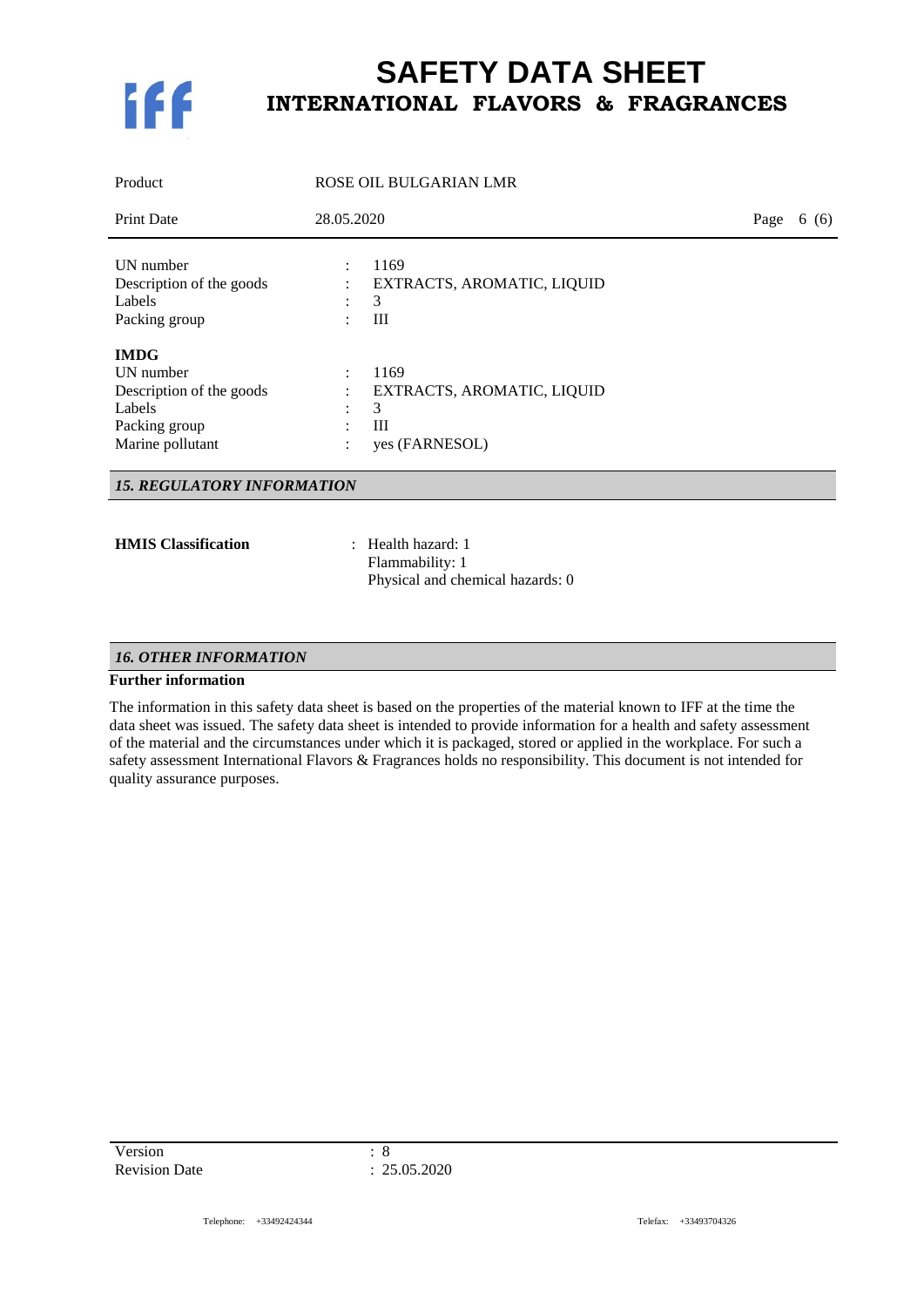| | | |
|---|---|---|
| UN number | : | 1169 |
| Description of the goods | : | EXTRACTS, AROMATIC, LIQUID |
| Labels | : | 3 |
| Packing group | : | III |

**IMDG**

| | | |
|---|---|---|
| UN number | : | 1169 |
| Description of the goods | : | EXTRACTS, AROMATIC, LIQUID |
| Labels | : | 3 |
| Packing group | : | III |
| Marine pollutant | : | yes (FARNESOL) |

## *15. REGULATORY INFORMATION*

**HMIS Classification** : Health hazard: 1
Flammability: 1
Physical and chemical hazards: 0

## *16. OTHER INFORMATION*

**Further information**

The information in this safety data sheet is based on the properties of the material known to IFF at the time the data sheet was issued. The safety data sheet is intended to provide information for a health and safety assessment of the material and the circumstances under which it is packaged, stored or applied in the workplace. For such a safety assessment International Flavors & Fragrances holds no responsibility. This document is not intended for quality assurance purposes.